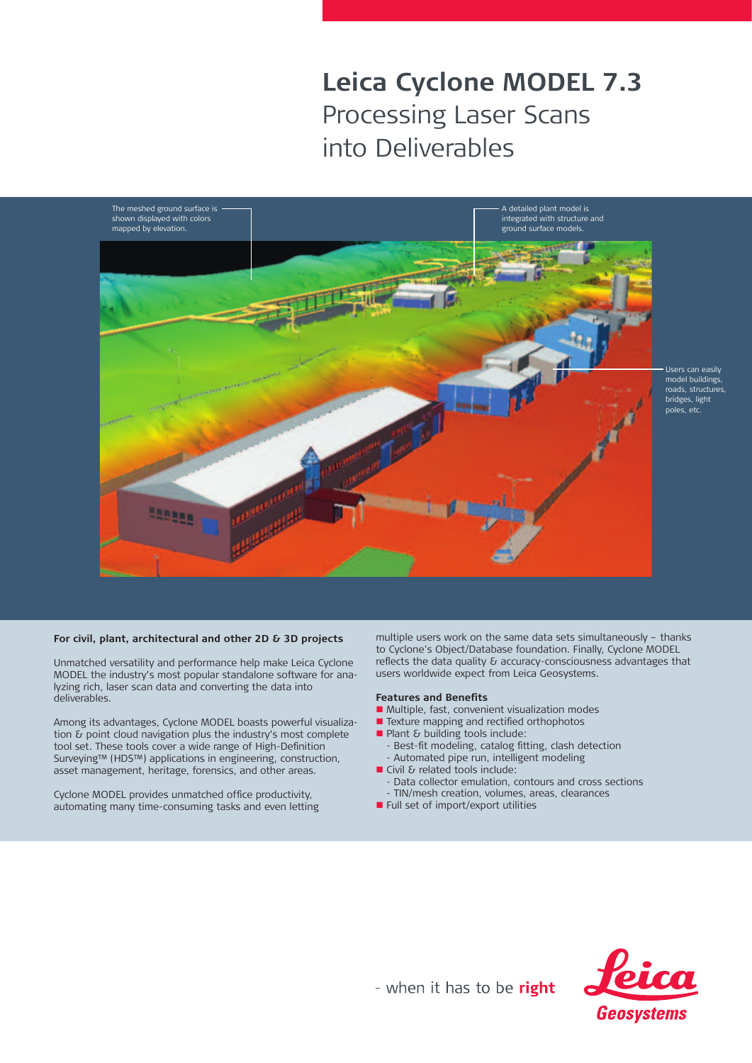# Leica Cyclone MODEL 7.3

## Processing Laser Scans into Deliverables

The meshed ground surface is shown displayed with colors mapped by elevation.

A detailed plant model is integrated with structure and ground surface models.

Users can easily model buildings, roads, structures, bridges, light poles, etc.

**For civil, plant, architectural and other 2D & 3D projects**

Unmatched versatility and performance help make Leica Cyclone MODEL the industry's most popular standalone software for analyzing rich, laser scan data and converting the data into deliverables.

Among its advantages, Cyclone MODEL boasts powerful visualization & point cloud navigation plus the industry's most complete tool set. These tools cover a wide range of High-Definition Surveying™ (HDS™) applications in engineering, construction, asset management, heritage, forensics, and other areas.

Cyclone MODEL provides unmatched office productivity, automating many time-consuming tasks and even letting multiple users work on the same data sets simultaneously – thanks to Cyclone's Object/Database foundation. Finally, Cyclone MODEL reflects the data quality & accuracy-consciousness advantages that users worldwide expect from Leica Geosystems.

**Features and Benefits**

- Multiple, fast, convenient visualization modes
- Texture mapping and rectified orthophotos
- Plant & building tools include:
  - Best-fit modeling, catalog fitting, clash detection
  - Automated pipe run, intelligent modeling
- Civil & related tools include:
  - Data collector emulation, contours and cross sections
  - TIN/mesh creation, volumes, areas, clearances
- Full set of import/export utilities

- when it has to be **right**

Leica Geosystems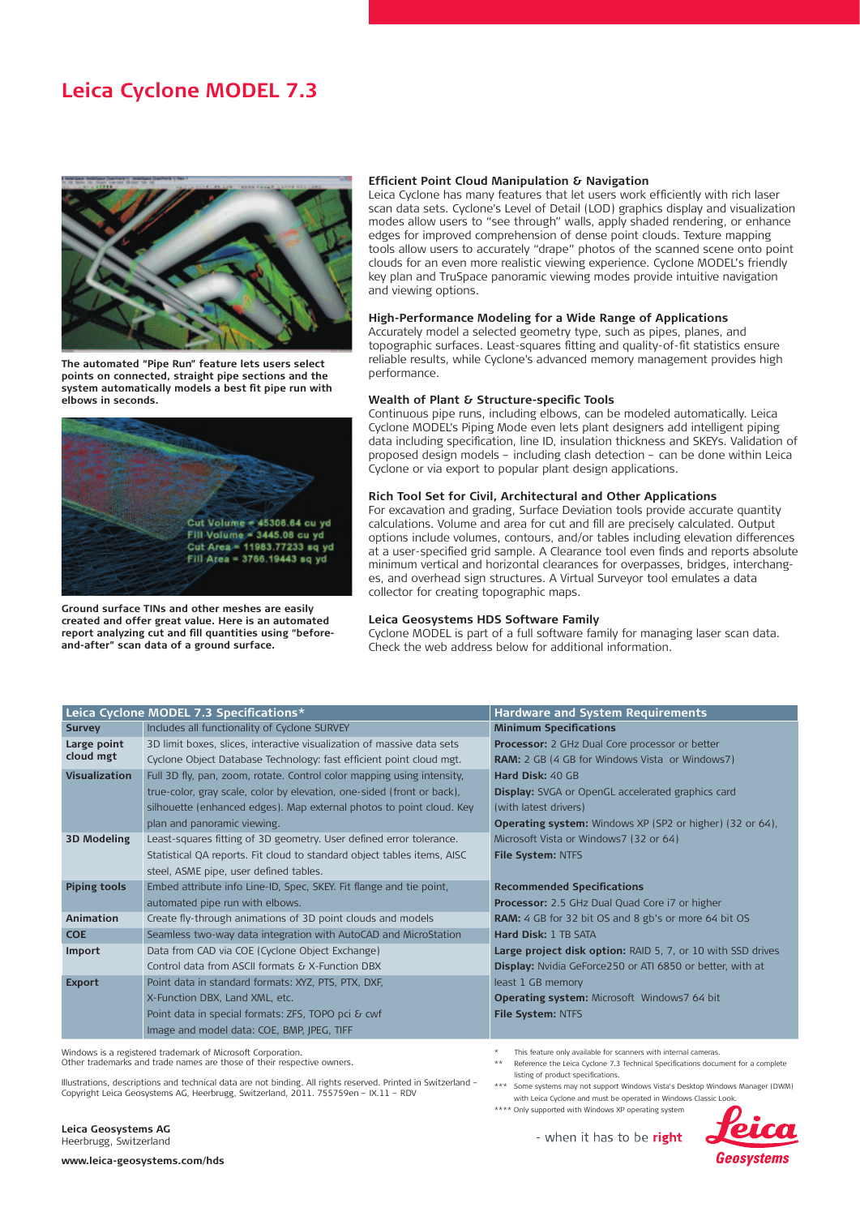# Leica Cyclone MODEL 7.3

The automated "Pipe Run" feature lets users select points on connected, straight pipe sections and the system automatically models a best fit pipe run with elbows in seconds.

Cut Volume = 45306.64 cu yd
Fill Volume = 3445.08 cu yd
Cut Area = 11983.77233 sq yd
Fill Area = 3766.19443 sq yd

Ground surface TINs and other meshes are easily created and offer great value. Here is an automated report analyzing cut and fill quantities using "before-and-after" scan data of a ground surface.

### Efficient Point Cloud Manipulation & Navigation

Leica Cyclone has many features that let users work efficiently with rich laser scan data sets. Cyclone's Level of Detail (LOD) graphics display and visualization modes allow users to "see through" walls, apply shaded rendering, or enhance edges for improved comprehension of dense point clouds. Texture mapping tools allow users to accurately "drape" photos of the scanned scene onto point clouds for an even more realistic viewing experience. Cyclone MODEL's friendly key plan and TruSpace panoramic viewing modes provide intuitive navigation and viewing options.

### High-Performance Modeling for a Wide Range of Applications

Accurately model a selected geometry type, such as pipes, planes, and topographic surfaces. Least-squares fitting and quality-of-fit statistics ensure reliable results, while Cyclone's advanced memory management provides high performance.

### Wealth of Plant & Structure-specific Tools

Continuous pipe runs, including elbows, can be modeled automatically. Leica Cyclone MODEL's Piping Mode even lets plant designers add intelligent piping data including specification, line ID, insulation thickness and SKEYs. Validation of proposed design models – including clash detection – can be done within Leica Cyclone or via export to popular plant design applications.

### Rich Tool Set for Civil, Architectural and Other Applications

For excavation and grading, Surface Deviation tools provide accurate quantity calculations. Volume and area for cut and fill are precisely calculated. Output options include volumes, contours, and/or tables including elevation differences at a user-specified grid sample. A Clearance tool even finds and reports absolute minimum vertical and horizontal clearances for overpasses, bridges, interchanges, and overhead sign structures. A Virtual Surveyor tool emulates a data collector for creating topographic maps.

### Leica Geosystems HDS Software Family

Cyclone MODEL is part of a full software family for managing laser scan data. Check the web address below for additional information.

| Leica Cyclone MODEL 7.3 Specifications* | |
|---|---|
| **Survey** | Includes all functionality of Cyclone SURVEY |
| **Large point cloud mgt** | 3D limit boxes, slices, interactive visualization of massive data sets<br>Cyclone Object Database Technology: fast efficient point cloud mgt. |
| **Visualization** | Full 3D fly, pan, zoom, rotate. Control color mapping using intensity, true-color, gray scale, color by elevation, one-sided (front or back), silhouette (enhanced edges). Map external photos to point cloud. Key plan and panoramic viewing. |
| **3D Modeling** | Least-squares fitting of 3D geometry. User defined error tolerance. Statistical QA reports. Fit cloud to standard object tables items, AISC steel, ASME pipe, user defined tables. |
| **Piping tools** | Embed attribute info Line-ID, Spec, SKEY. Fit flange and tie point, automated pipe run with elbows. |
| **Animation** | Create fly-through animations of 3D point clouds and models |
| **COE** | Seamless two-way data integration with AutoCAD and MicroStation |
| **Import** | Data from CAD via COE (Cyclone Object Exchange)<br>Control data from ASCII formats & X-Function DBX |
| **Export** | Point data in standard formats: XYZ, PTS, PTX, DXF, X-Function DBX, Land XML, etc.<br>Point data in special formats: ZFS, TOPO pci & cwf<br>Image and model data: COE, BMP, JPEG, TIFF |

**Hardware and System Requirements**

**Minimum Specifications**
- **Processor:** 2 GHz Dual Core processor or better
- **RAM:** 2 GB (4 GB for Windows Vista or Windows7)
- **Hard Disk:** 40 GB
- **Display:** SVGA or OpenGL accelerated graphics card (with latest drivers)
- **Operating system:** Windows XP (SP2 or higher) (32 or 64), Microsoft Vista or Windows7 (32 or 64)
- **File System:** NTFS

**Recommended Specifications**
- **Processor:** 2.5 GHz Dual Quad Core i7 or higher
- **RAM:** 4 GB for 32 bit OS and 8 gb's or more 64 bit OS
- **Hard Disk:** 1 TB SATA
- **Large project disk option:** RAID 5, 7, or 10 with SSD drives
- **Display:** Nvidia GeForce250 or ATI 6850 or better, with at least 1 GB memory
- **Operating system:** Microsoft Windows7 64 bit
- **File System:** NTFS

\* This feature only available for scanners with internal cameras.
\*\* Reference the Leica Cyclone 7.3 Technical Specifications document for a complete listing of product specifications.
\*\*\* Some systems may not support Windows Vista's Desktop Windows Manager (DWM) with Leica Cyclone and must be operated in Windows Classic Look.
\*\*\*\* Only supported with Windows XP operating system

Windows is a registered trademark of Microsoft Corporation.
Other trademarks and trade names are those of their respective owners.

Illustrations, descriptions and technical data are not binding. All rights reserved. Printed in Switzerland – Copyright Leica Geosystems AG, Heerbrugg, Switzerland, 2011. 755759en – IX.11 – RDV

**Leica Geosystems AG**
Heerbrugg, Switzerland

**www.leica-geosystems.com/hds**

- when it has to be **right**

Leica Geosystems